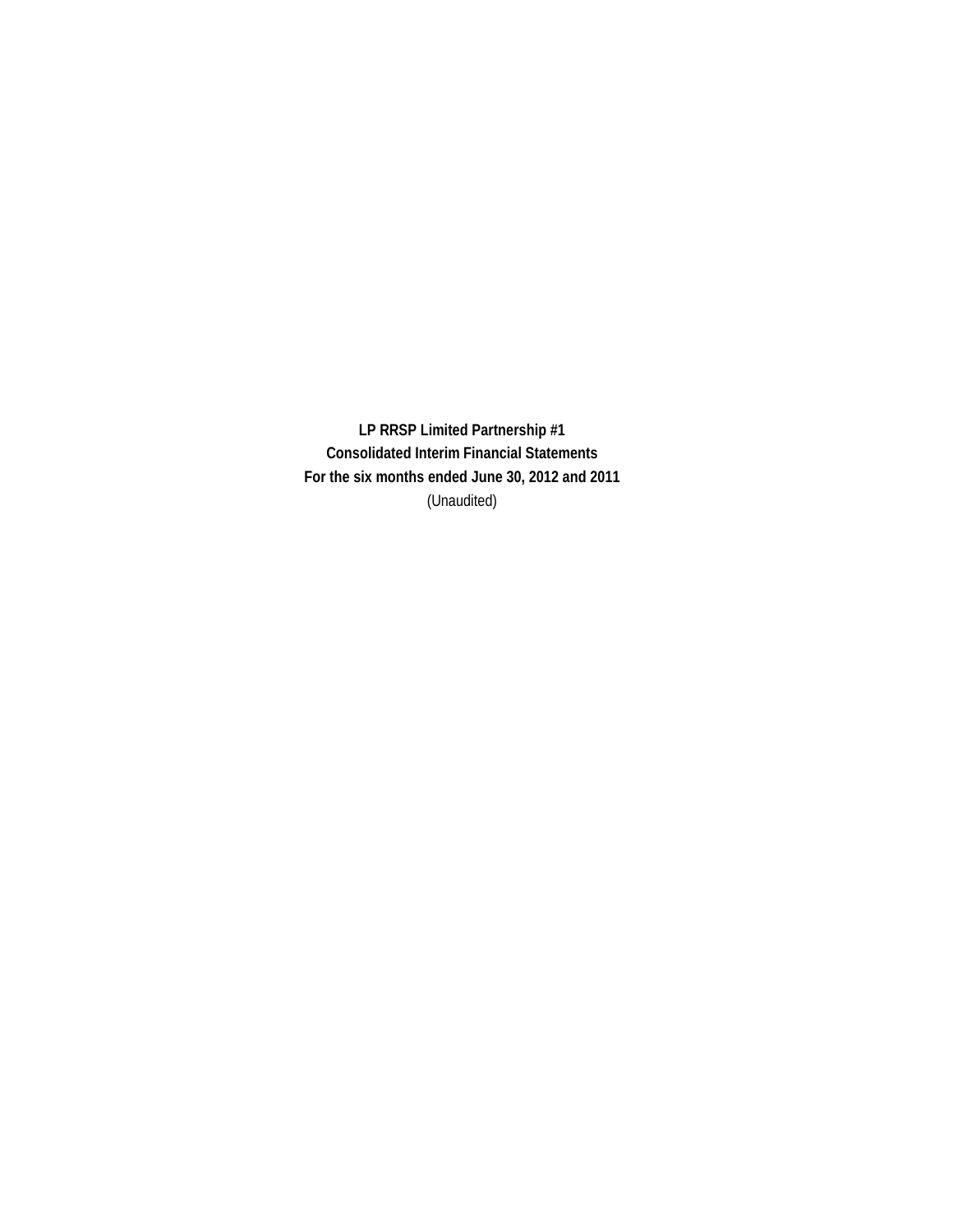**LP RRSP Limited Partnership #1**

**Consolidated Interim Financial Statements**

**For the six months ended June 30, 2012 and 2011**

(Unaudited)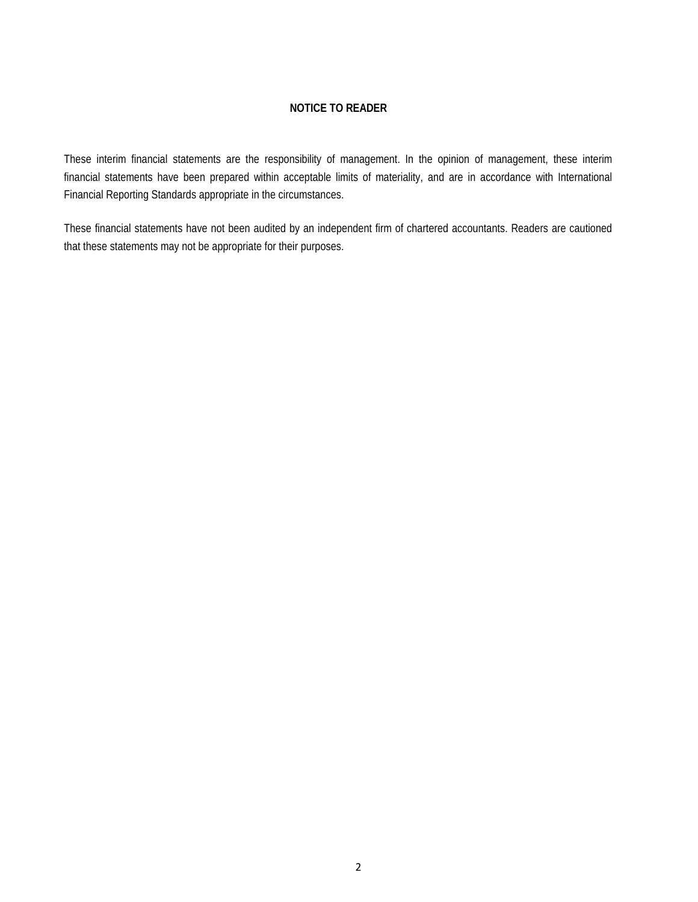**NOTICE TO READER**

These interim financial statements are the responsibility of management. In the opinion of management, these interim financial statements have been prepared within acceptable limits of materiality, and are in accordance with International Financial Reporting Standards appropriate in the circumstances.

These financial statements have not been audited by an independent firm of chartered accountants. Readers are cautioned that these statements may not be appropriate for their purposes.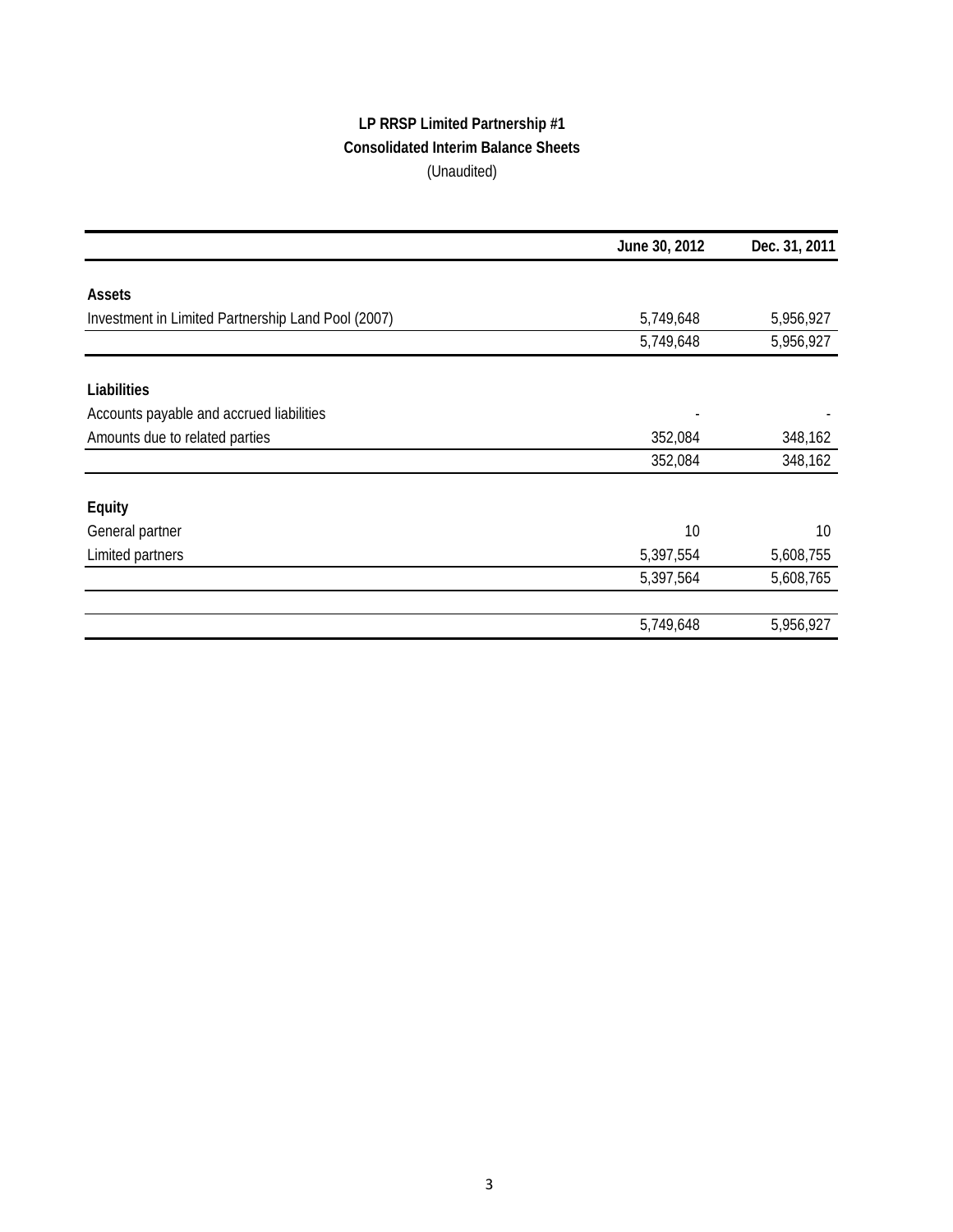**LP RRSP Limited Partnership #1**

**Consolidated Interim Balance Sheets**

(Unaudited)

| | June 30, 2012 | Dec. 31, 2011 |
|---|---|---|
| **Assets** | | |
| Investment in Limited Partnership Land Pool (2007) | 5,749,648 | 5,956,927 |
| | 5,749,648 | 5,956,927 |
| **Liabilities** | | |
| Accounts payable and accrued liabilities | - | - |
| Amounts due to related parties | 352,084 | 348,162 |
| | 352,084 | 348,162 |
| **Equity** | | |
| General partner | 10 | 10 |
| Limited partners | 5,397,554 | 5,608,755 |
| | 5,397,564 | 5,608,765 |
| | 5,749,648 | 5,956,927 |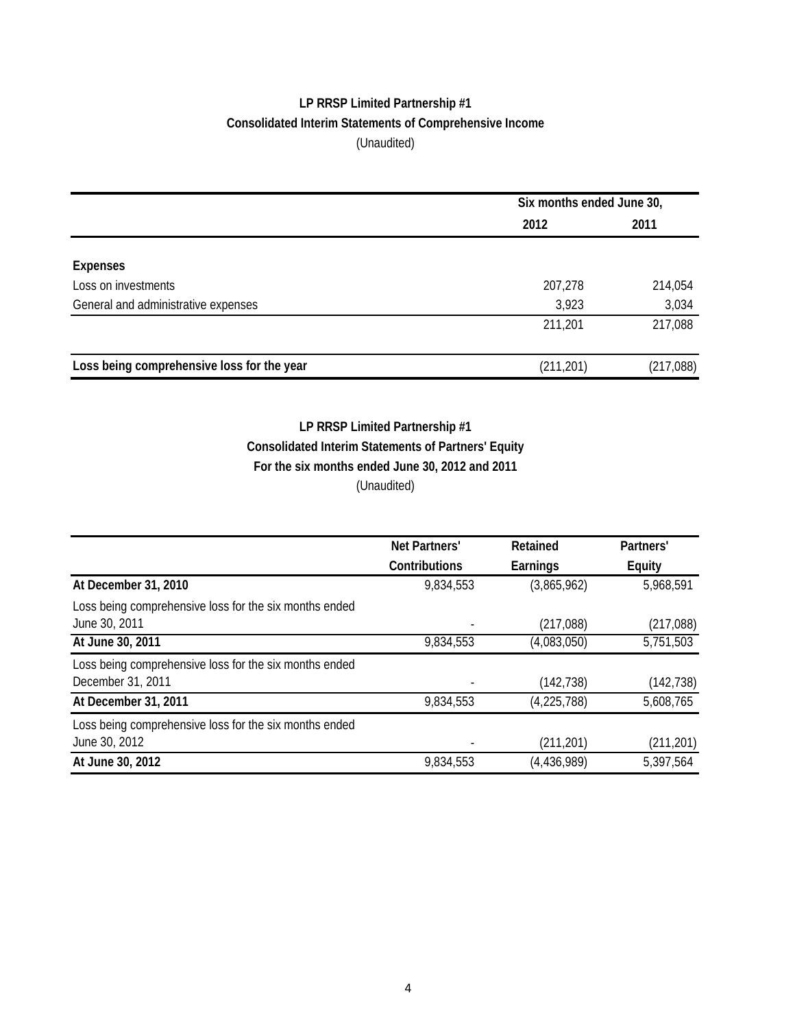**LP RRSP Limited Partnership #1**

**Consolidated Interim Statements of Comprehensive Income**

(Unaudited)

| | Six months ended June 30, | |
|---|---|---|
| | 2012 | 2011 |
| **Expenses** | | |
| Loss on investments | 207,278 | 214,054 |
| General and administrative expenses | 3,923 | 3,034 |
| | 211,201 | 217,088 |
| **Loss being comprehensive loss for the year** | (211,201) | (217,088) |

**LP RRSP Limited Partnership #1**

**Consolidated Interim Statements of Partners' Equity**

**For the six months ended June 30, 2012 and 2011**

(Unaudited)

| | Net Partners' Contributions | Retained Earnings | Partners' Equity |
|---|---|---|---|
| **At December 31, 2010** | 9,834,553 | (3,865,962) | 5,968,591 |
| Loss being comprehensive loss for the six months ended June 30, 2011 | - | (217,088) | (217,088) |
| **At June 30, 2011** | 9,834,553 | (4,083,050) | 5,751,503 |
| Loss being comprehensive loss for the six months ended December 31, 2011 | - | (142,738) | (142,738) |
| **At December 31, 2011** | 9,834,553 | (4,225,788) | 5,608,765 |
| Loss being comprehensive loss for the six months ended June 30, 2012 | - | (211,201) | (211,201) |
| **At June 30, 2012** | 9,834,553 | (4,436,989) | 5,397,564 |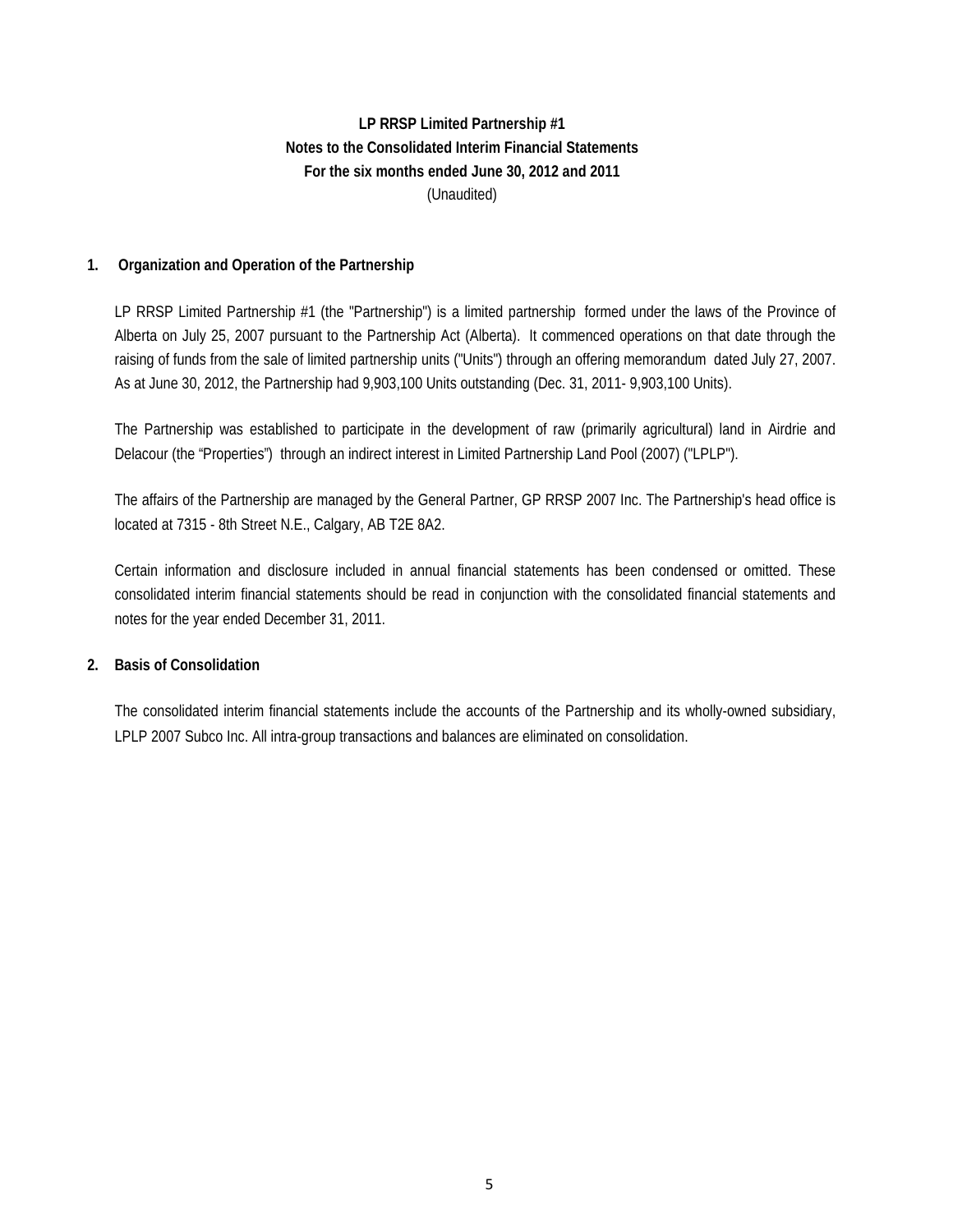**LP RRSP Limited Partnership #1**
**Notes to the Consolidated Interim Financial Statements**
**For the six months ended June 30, 2012 and 2011**
(Unaudited)

## 1. Organization and Operation of the Partnership

LP RRSP Limited Partnership #1 (the "Partnership") is a limited partnership formed under the laws of the Province of Alberta on July 25, 2007 pursuant to the Partnership Act (Alberta). It commenced operations on that date through the raising of funds from the sale of limited partnership units ("Units") through an offering memorandum dated July 27, 2007. As at June 30, 2012, the Partnership had 9,903,100 Units outstanding (Dec. 31, 2011- 9,903,100 Units).

The Partnership was established to participate in the development of raw (primarily agricultural) land in Airdrie and Delacour (the "Properties") through an indirect interest in Limited Partnership Land Pool (2007) ("LPLP").

The affairs of the Partnership are managed by the General Partner, GP RRSP 2007 Inc. The Partnership's head office is located at 7315 - 8th Street N.E., Calgary, AB T2E 8A2.

Certain information and disclosure included in annual financial statements has been condensed or omitted. These consolidated interim financial statements should be read in conjunction with the consolidated financial statements and notes for the year ended December 31, 2011.

## 2. Basis of Consolidation

The consolidated interim financial statements include the accounts of the Partnership and its wholly-owned subsidiary, LPLP 2007 Subco Inc. All intra-group transactions and balances are eliminated on consolidation.